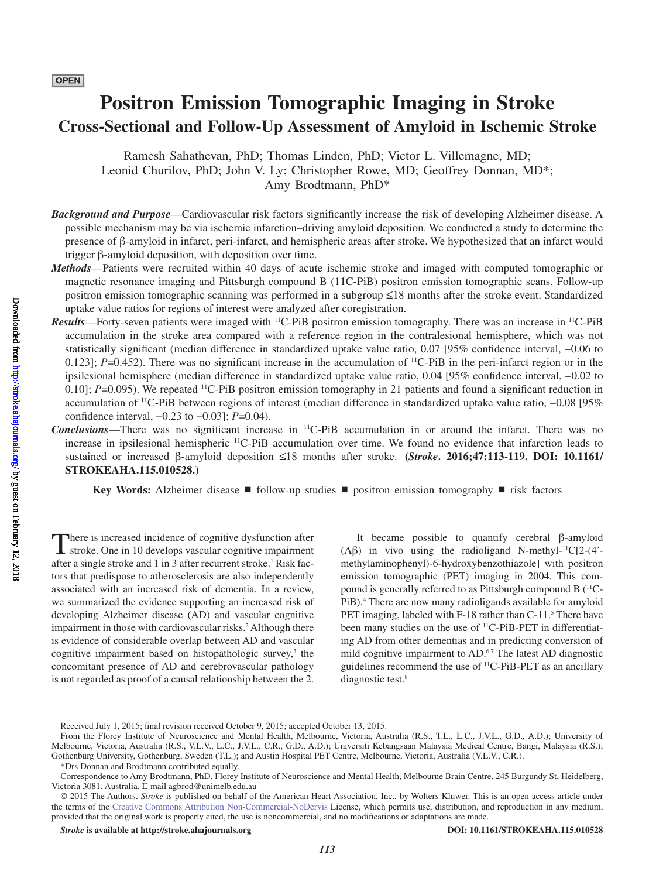OPEN

# Positron Emission Tomographic Imaging in Stroke

## Cross-Sectional and Follow-Up Assessment of Amyloid in Ischemic Stroke

Ramesh Sahathevan, PhD; Thomas Linden, PhD; Victor L. Villemagne, MD; Leonid Churilov, PhD; John V. Ly; Christopher Rowe, MD; Geoffrey Donnan, MD*; Amy Brodtmann, PhD*

***Background and Purpose***—Cardiovascular risk factors significantly increase the risk of developing Alzheimer disease. A possible mechanism may be via ischemic infarction–driving amyloid deposition. We conducted a study to determine the presence of β-amyloid in infarct, peri-infarct, and hemispheric areas after stroke. We hypothesized that an infarct would trigger β-amyloid deposition, with deposition over time.

***Methods***—Patients were recruited within 40 days of acute ischemic stroke and imaged with computed tomographic or magnetic resonance imaging and Pittsburgh compound B (11C-PiB) positron emission tomographic scans. Follow-up positron emission tomographic scanning was performed in a subgroup ≤18 months after the stroke event. Standardized uptake value ratios for regions of interest were analyzed after coregistration.

***Results***—Forty-seven patients were imaged with $^{11}$C-PiB positron emission tomography. There was an increase in $^{11}$C-PiB accumulation in the stroke area compared with a reference region in the contralesional hemisphere, which was not statistically significant (median difference in standardized uptake value ratio, 0.07 [95% confidence interval, −0.06 to 0.123]; *P*=0.452). There was no significant increase in the accumulation of $^{11}$C-PiB in the peri-infarct region or in the ipsilesional hemisphere (median difference in standardized uptake value ratio, 0.04 [95% confidence interval, −0.02 to 0.10]; *P*=0.095). We repeated $^{11}$C-PiB positron emission tomography in 21 patients and found a significant reduction in accumulation of $^{11}$C-PiB between regions of interest (median difference in standardized uptake value ratio, −0.08 [95% confidence interval, −0.23 to −0.03]; *P*=0.04).

***Conclusions***—There was no significant increase in $^{11}$C-PiB accumulation in or around the infarct. There was no increase in ipsilesional hemispheric $^{11}$C-PiB accumulation over time. We found no evidence that infarction leads to sustained or increased β-amyloid deposition ≤18 months after stroke. **(*Stroke*. 2016;47:113-119. DOI: 10.1161/STROKEAHA.115.010528.)**

**Key Words:** Alzheimer disease ■ follow-up studies ■ positron emission tomography ■ risk factors

There is increased incidence of cognitive dysfunction after stroke. One in 10 develops vascular cognitive impairment after a single stroke and 1 in 3 after recurrent stroke.[1] Risk factors that predispose to atherosclerosis are also independently associated with an increased risk of dementia. In a review, we summarized the evidence supporting an increased risk of developing Alzheimer disease (AD) and vascular cognitive impairment in those with cardiovascular risks.[2] Although there is evidence of considerable overlap between AD and vascular cognitive impairment based on histopathologic survey,[3] the concomitant presence of AD and cerebrovascular pathology is not regarded as proof of a causal relationship between the 2.

It became possible to quantify cerebral β-amyloid (Aβ) in vivo using the radioligand N-methyl-$^{11}$C[2-(4′-methylaminophenyl)-6-hydroxybenzothiazole] with positron emission tomographic (PET) imaging in 2004. This compound is generally referred to as Pittsburgh compound B ($^{11}$C-PiB).[4] There are now many radioligands available for amyloid PET imaging, labeled with F-18 rather than C-11.[5] There have been many studies on the use of $^{11}$C-PiB-PET in differentiating AD from other dementias and in predicting conversion of mild cognitive impairment to AD.[6,7] The latest AD diagnostic guidelines recommend the use of $^{11}$C-PiB-PET as an ancillary diagnostic test.[8]

Received July 1, 2015; final revision received October 9, 2015; accepted October 13, 2015.

From the Florey Institute of Neuroscience and Mental Health, Melbourne, Victoria, Australia (R.S., T.L., L.C., J.V.L., G.D., A.D.); University of Melbourne, Victoria, Australia (R.S., V.L.V., L.C., J.V.L., C.R., G.D., A.D.); Universiti Kebangsaan Malaysia Medical Centre, Bangi, Malaysia (R.S.); Gothenburg University, Gothenburg, Sweden (T.L.); and Austin Hospital PET Centre, Melbourne, Victoria, Australia (V.L.V., C.R.).

*Drs Donnan and Brodtmann contributed equally.

Correspondence to Amy Brodtmann, PhD, Florey Institute of Neuroscience and Mental Health, Melbourne Brain Centre, 245 Burgundy St, Heidelberg, Victoria 3081, Australia. E-mail agbrod@unimelb.edu.au

© 2015 The Authors. *Stroke* is published on behalf of the American Heart Association, Inc., by Wolters Kluwer. This is an open access article under the terms of the Creative Commons Attribution Non-Commercial-NoDervis License, which permits use, distribution, and reproduction in any medium, provided that the original work is properly cited, the use is noncommercial, and no modifications or adaptations are made.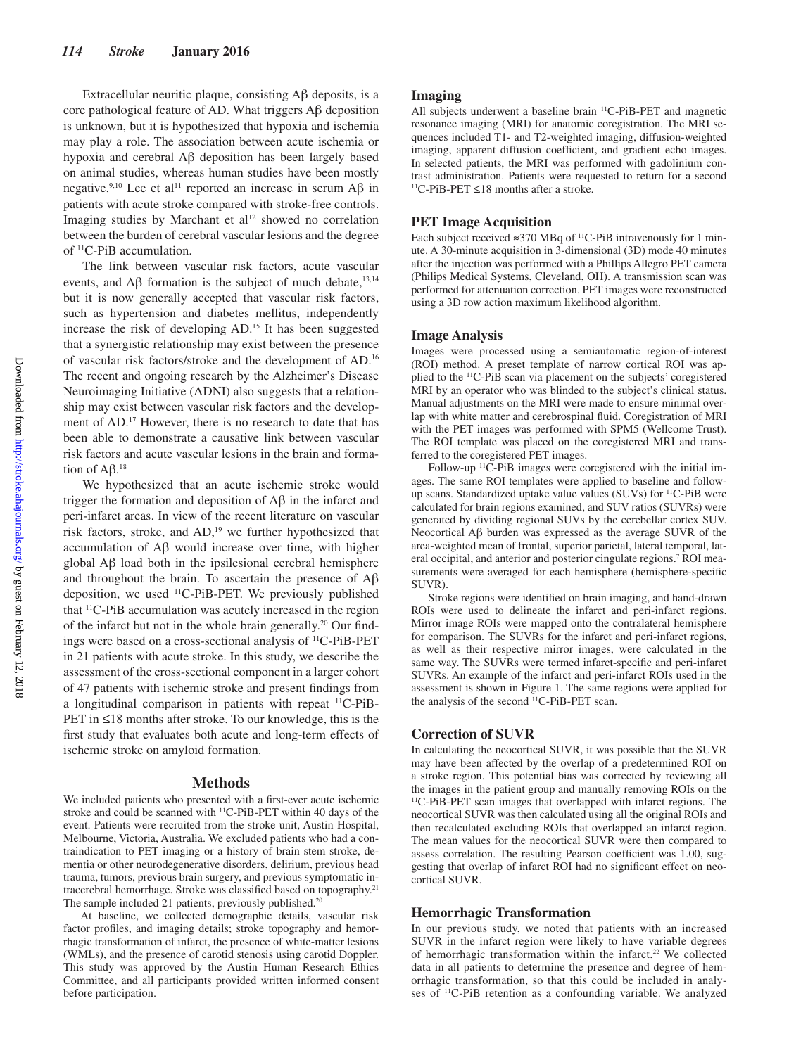Extracellular neuritic plaque, consisting Aβ deposits, is a core pathological feature of AD. What triggers Aβ deposition is unknown, but it is hypothesized that hypoxia and ischemia may play a role. The association between acute ischemia or hypoxia and cerebral Aβ deposition has been largely based on animal studies, whereas human studies have been mostly negative.[9,10] Lee et al[11] reported an increase in serum Aβ in patients with acute stroke compared with stroke-free controls. Imaging studies by Marchant et al[12] showed no correlation between the burden of cerebral vascular lesions and the degree of $^{11}$C-PiB accumulation.

The link between vascular risk factors, acute vascular events, and Aβ formation is the subject of much debate,[13,14] but it is now generally accepted that vascular risk factors, such as hypertension and diabetes mellitus, independently increase the risk of developing AD.[15] It has been suggested that a synergistic relationship may exist between the presence of vascular risk factors/stroke and the development of AD.[16] The recent and ongoing research by the Alzheimer's Disease Neuroimaging Initiative (ADNI) also suggests that a relationship may exist between vascular risk factors and the development of AD.[17] However, there is no research to date that has been able to demonstrate a causative link between vascular risk factors and acute vascular lesions in the brain and formation of Aβ.[18]

We hypothesized that an acute ischemic stroke would trigger the formation and deposition of Aβ in the infarct and peri-infarct areas. In view of the recent literature on vascular risk factors, stroke, and AD,[19] we further hypothesized that accumulation of Aβ would increase over time, with higher global Aβ load both in the ipsilesional cerebral hemisphere and throughout the brain. To ascertain the presence of Aβ deposition, we used $^{11}$C-PiB-PET. We previously published that $^{11}$C-PiB accumulation was acutely increased in the region of the infarct but not in the whole brain generally.[20] Our findings were based on a cross-sectional analysis of $^{11}$C-PiB-PET in 21 patients with acute stroke. In this study, we describe the assessment of the cross-sectional component in a larger cohort of 47 patients with ischemic stroke and present findings from a longitudinal comparison in patients with repeat $^{11}$C-PiB-PET in ≤18 months after stroke. To our knowledge, this is the first study that evaluates both acute and long-term effects of ischemic stroke on amyloid formation.

## Methods

We included patients who presented with a first-ever acute ischemic stroke and could be scanned with $^{11}$C-PiB-PET within 40 days of the event. Patients were recruited from the stroke unit, Austin Hospital, Melbourne, Victoria, Australia. We excluded patients who had a contraindication to PET imaging or a history of brain stem stroke, dementia or other neurodegenerative disorders, delirium, previous head trauma, tumors, previous brain surgery, and previous symptomatic intracerebral hemorrhage. Stroke was classified based on topography.[21] The sample included 21 patients, previously published.[20]

At baseline, we collected demographic details, vascular risk factor profiles, and imaging details; stroke topography and hemorrhagic transformation of infarct, the presence of white-matter lesions (WMLs), and the presence of carotid stenosis using carotid Doppler. This study was approved by the Austin Human Research Ethics Committee, and all participants provided written informed consent before participation.

### Imaging

All subjects underwent a baseline brain $^{11}$C-PiB-PET and magnetic resonance imaging (MRI) for anatomic coregistration. The MRI sequences included T1- and T2-weighted imaging, diffusion-weighted imaging, apparent diffusion coefficient, and gradient echo images. In selected patients, the MRI was performed with gadolinium contrast administration. Patients were requested to return for a second $^{11}$C-PiB-PET ≤18 months after a stroke.

### PET Image Acquisition

Each subject received ≈370 MBq of $^{11}$C-PiB intravenously for 1 minute. A 30-minute acquisition in 3-dimensional (3D) mode 40 minutes after the injection was performed with a Phillips Allegro PET camera (Philips Medical Systems, Cleveland, OH). A transmission scan was performed for attenuation correction. PET images were reconstructed using a 3D row action maximum likelihood algorithm.

### Image Analysis

Images were processed using a semiautomatic region-of-interest (ROI) method. A preset template of narrow cortical ROI was applied to the $^{11}$C-PiB scan via placement on the subjects' coregistered MRI by an operator who was blinded to the subject's clinical status. Manual adjustments on the MRI were made to ensure minimal overlap with white matter and cerebrospinal fluid. Coregistration of MRI with the PET images was performed with SPM5 (Wellcome Trust). The ROI template was placed on the coregistered MRI and transferred to the coregistered PET images.

Follow-up $^{11}$C-PiB images were coregistered with the initial images. The same ROI templates were applied to baseline and follow-up scans. Standardized uptake value values (SUVs) for $^{11}$C-PiB were calculated for brain regions examined, and SUV ratios (SUVRs) were generated by dividing regional SUVs by the cerebellar cortex SUV. Neocortical Aβ burden was expressed as the average SUVR of the area-weighted mean of frontal, superior parietal, lateral temporal, lateral occipital, and anterior and posterior cingulate regions.[7] ROI measurements were averaged for each hemisphere (hemisphere-specific SUVR).

Stroke regions were identified on brain imaging, and hand-drawn ROIs were used to delineate the infarct and peri-infarct regions. Mirror image ROIs were mapped onto the contralateral hemisphere for comparison. The SUVRs for the infarct and peri-infarct regions, as well as their respective mirror images, were calculated in the same way. The SUVRs were termed infarct-specific and peri-infarct SUVRs. An example of the infarct and peri-infarct ROIs used in the assessment is shown in Figure 1. The same regions were applied for the analysis of the second $^{11}$C-PiB-PET scan.

### Correction of SUVR

In calculating the neocortical SUVR, it was possible that the SUVR may have been affected by the overlap of a predetermined ROI on a stroke region. This potential bias was corrected by reviewing all the images in the patient group and manually removing ROIs on the $^{11}$C-PiB-PET scan images that overlapped with infarct regions. The neocortical SUVR was then calculated using all the original ROIs and then recalculated excluding ROIs that overlapped an infarct region. The mean values for the neocortical SUVR were then compared to assess correlation. The resulting Pearson coefficient was 1.00, suggesting that overlap of infarct ROI had no significant effect on neocortical SUVR.

### Hemorrhagic Transformation

In our previous study, we noted that patients with an increased SUVR in the infarct region were likely to have variable degrees of hemorrhagic transformation within the infarct.[22] We collected data in all patients to determine the presence and degree of hemorrhagic transformation, so that this could be included in analyses of $^{11}$C-PiB retention as a confounding variable. We analyzed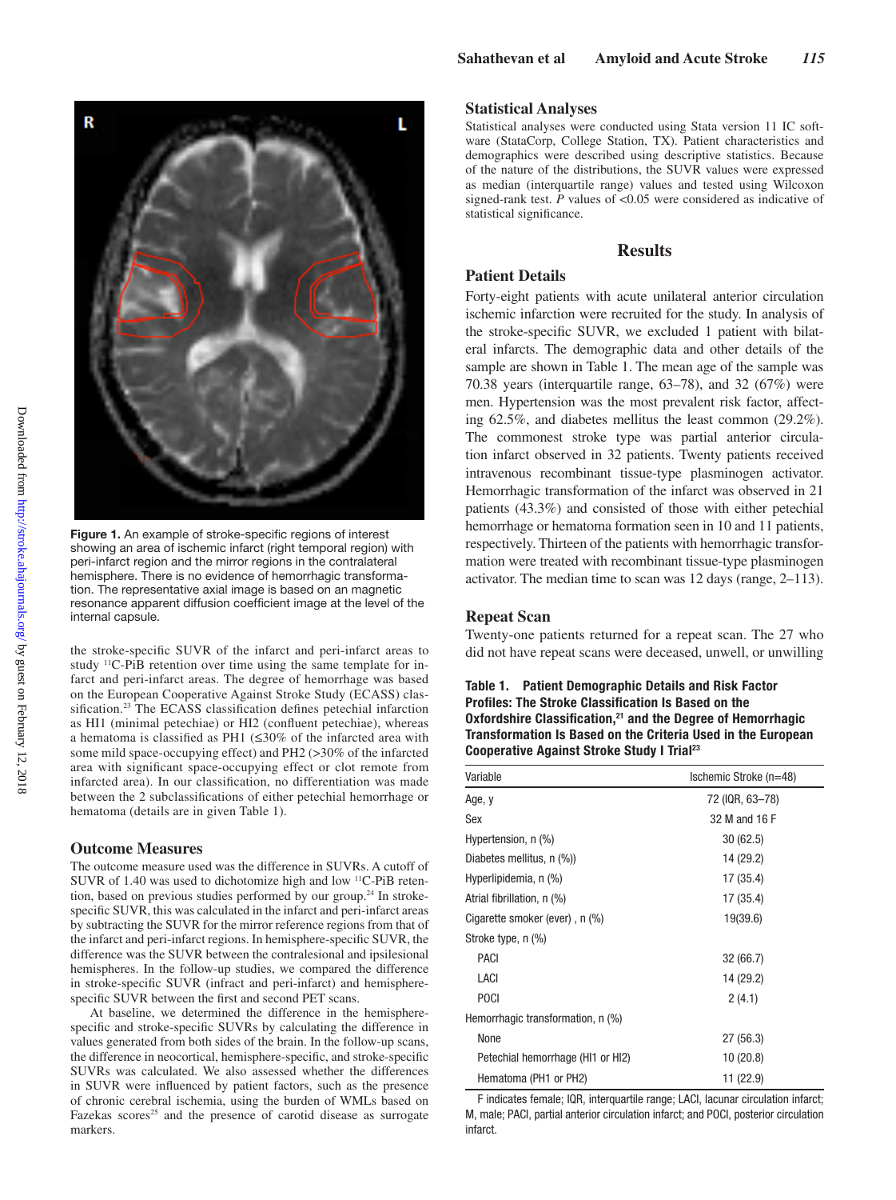Figure 1. An example of stroke-specific regions of interest showing an area of ischemic infarct (right temporal region) with peri-infarct region and the mirror regions in the contralateral hemisphere. There is no evidence of hemorrhagic transformation. The representative axial image is based on an magnetic resonance apparent diffusion coefficient image at the level of the internal capsule.

the stroke-specific SUVR of the infarct and peri-infarct areas to study $^{11}$C-PiB retention over time using the same template for infarct and peri-infarct areas. The degree of hemorrhage was based on the European Cooperative Against Stroke Study (ECASS) classification.[23] The ECASS classification defines petechial infarction as HI1 (minimal petechiae) or HI2 (confluent petechiae), whereas a hematoma is classified as PH1 (≤30% of the infarcted area with some mild space-occupying effect) and PH2 (>30% of the infarcted area with significant space-occupying effect or clot remote from infarcted area). In our classification, no differentiation was made between the 2 subclassifications of either petechial hemorrhage or hematoma (details are in given Table 1).

## Outcome Measures

The outcome measure used was the difference in SUVRs. A cutoff of SUVR of 1.40 was used to dichotomize high and low $^{11}$C-PiB retention, based on previous studies performed by our group.[24] In stroke-specific SUVR, this was calculated in the infarct and peri-infarct areas by subtracting the SUVR for the mirror reference regions from that of the infarct and peri-infarct regions. In hemisphere-specific SUVR, the difference was the SUVR between the contralesional and ipsilesional hemispheres. In the follow-up studies, we compared the difference in stroke-specific SUVR (infract and peri-infarct) and hemisphere-specific SUVR between the first and second PET scans.

At baseline, we determined the difference in the hemisphere-specific and stroke-specific SUVRs by calculating the difference in values generated from both sides of the brain. In the follow-up scans, the difference in neocortical, hemisphere-specific, and stroke-specific SUVRs was calculated. We also assessed whether the differences in SUVR were influenced by patient factors, such as the presence of chronic cerebral ischemia, using the burden of WMLs based on Fazekas scores[25] and the presence of carotid disease as surrogate markers.

## Statistical Analyses

Statistical analyses were conducted using Stata version 11 IC software (StataCorp, College Station, TX). Patient characteristics and demographics were described using descriptive statistics. Because of the nature of the distributions, the SUVR values were expressed as median (interquartile range) values and tested using Wilcoxon signed-rank test. *P* values of <0.05 were considered as indicative of statistical significance.

# Results

## Patient Details

Forty-eight patients with acute unilateral anterior circulation ischemic infarction were recruited for the study. In analysis of the stroke-specific SUVR, we excluded 1 patient with bilateral infarcts. The demographic data and other details of the sample are shown in Table 1. The mean age of the sample was 70.38 years (interquartile range, 63–78), and 32 (67%) were men. Hypertension was the most prevalent risk factor, affecting 62.5%, and diabetes mellitus the least common (29.2%). The commonest stroke type was partial anterior circulation infarct observed in 32 patients. Twenty patients received intravenous recombinant tissue-type plasminogen activator. Hemorrhagic transformation of the infarct was observed in 21 patients (43.3%) and consisted of those with either petechial hemorrhage or hematoma formation seen in 10 and 11 patients, respectively. Thirteen of the patients with hemorrhagic transformation were treated with recombinant tissue-type plasminogen activator. The median time to scan was 12 days (range, 2–113).

## Repeat Scan

Twenty-one patients returned for a repeat scan. The 27 who did not have repeat scans were deceased, unwell, or unwilling

**Table 1. Patient Demographic Details and Risk Factor Profiles: The Stroke Classification Is Based on the Oxfordshire Classification,[21] and the Degree of Hemorrhagic Transformation Is Based on the Criteria Used in the European Cooperative Against Stroke Study I Trial[23]**

| Variable | Ischemic Stroke (n=48) |
|---|---|
| Age, y | 72 (IQR, 63–78) |
| Sex | 32 M and 16 F |
| Hypertension, n (%) | 30 (62.5) |
| Diabetes mellitus, n (%)) | 14 (29.2) |
| Hyperlipidemia, n (%) | 17 (35.4) |
| Atrial fibrillation, n (%) | 17 (35.4) |
| Cigarette smoker (ever) , n (%) | 19(39.6) |
| Stroke type, n (%) | |
| PACI | 32 (66.7) |
| LACI | 14 (29.2) |
| POCI | 2 (4.1) |
| Hemorrhagic transformation, n (%) | |
| None | 27 (56.3) |
| Petechial hemorrhage (HI1 or HI2) | 10 (20.8) |
| Hematoma (PH1 or PH2) | 11 (22.9) |

F indicates female; IQR, interquartile range; LACI, lacunar circulation infarct; M, male; PACI, partial anterior circulation infarct; and POCI, posterior circulation infarct.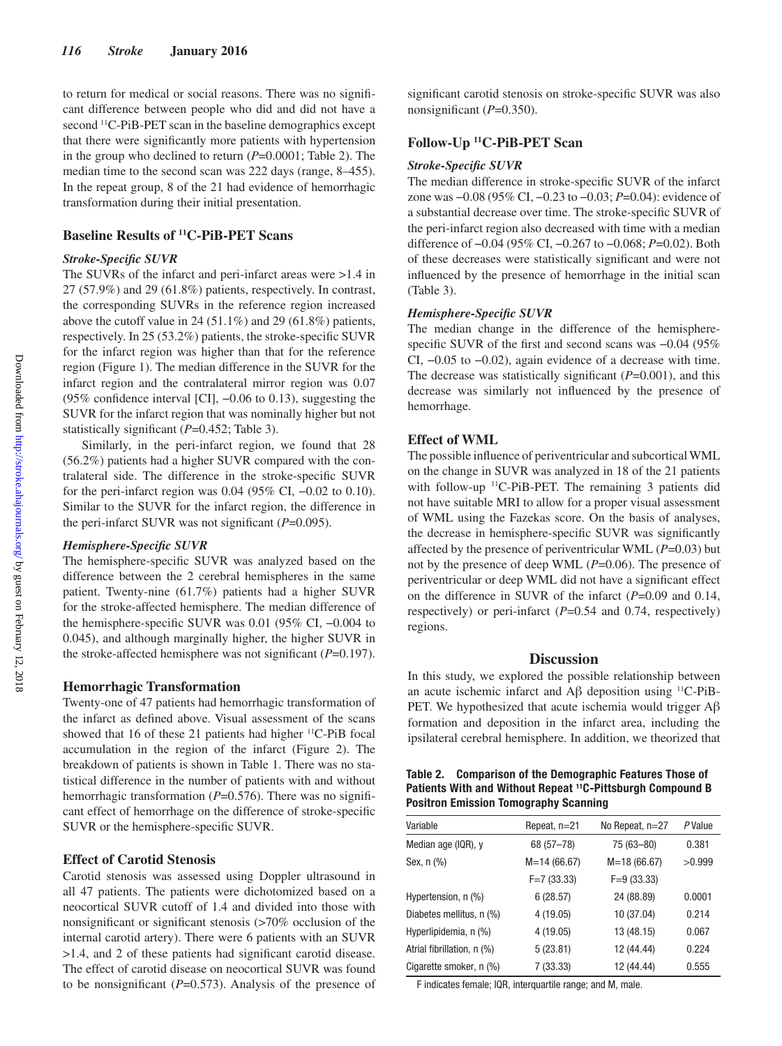to return for medical or social reasons. There was no significant difference between people who did and did not have a second $^{11}$C-PiB-PET scan in the baseline demographics except that there were significantly more patients with hypertension in the group who declined to return ($P$=0.0001; Table 2). The median time to the second scan was 222 days (range, 8–455). In the repeat group, 8 of the 21 had evidence of hemorrhagic transformation during their initial presentation.

## Baseline Results of $^{11}$C-PiB-PET Scans

### *Stroke-Specific SUVR*

The SUVRs of the infarct and peri-infarct areas were >1.4 in 27 (57.9%) and 29 (61.8%) patients, respectively. In contrast, the corresponding SUVRs in the reference region increased above the cutoff value in 24 (51.1%) and 29 (61.8%) patients, respectively. In 25 (53.2%) patients, the stroke-specific SUVR for the infarct region was higher than that for the reference region (Figure 1). The median difference in the SUVR for the infarct region and the contralateral mirror region was 0.07 (95% confidence interval [CI], −0.06 to 0.13), suggesting the SUVR for the infarct region that was nominally higher but not statistically significant ($P$=0.452; Table 3).

Similarly, in the peri-infarct region, we found that 28 (56.2%) patients had a higher SUVR compared with the contralateral side. The difference in the stroke-specific SUVR for the peri-infarct region was 0.04 (95% CI, −0.02 to 0.10). Similar to the SUVR for the infarct region, the difference in the peri-infarct SUVR was not significant ($P$=0.095).

### *Hemisphere-Specific SUVR*

The hemisphere-specific SUVR was analyzed based on the difference between the 2 cerebral hemispheres in the same patient. Twenty-nine (61.7%) patients had a higher SUVR for the stroke-affected hemisphere. The median difference of the hemisphere-specific SUVR was 0.01 (95% CI, −0.004 to 0.045), and although marginally higher, the higher SUVR in the stroke-affected hemisphere was not significant ($P$=0.197).

## Hemorrhagic Transformation

Twenty-one of 47 patients had hemorrhagic transformation of the infarct as defined above. Visual assessment of the scans showed that 16 of these 21 patients had higher $^{11}$C-PiB focal accumulation in the region of the infarct (Figure 2). The breakdown of patients is shown in Table 1. There was no statistical difference in the number of patients with and without hemorrhagic transformation ($P$=0.576). There was no significant effect of hemorrhage on the difference of stroke-specific SUVR or the hemisphere-specific SUVR.

## Effect of Carotid Stenosis

Carotid stenosis was assessed using Doppler ultrasound in all 47 patients. The patients were dichotomized based on a neocortical SUVR cutoff of 1.4 and divided into those with nonsignificant or significant stenosis (>70% occlusion of the internal carotid artery). There were 6 patients with an SUVR >1.4, and 2 of these patients had significant carotid disease. The effect of carotid disease on neocortical SUVR was found to be nonsignificant ($P$=0.573). Analysis of the presence of significant carotid stenosis on stroke-specific SUVR was also nonsignificant ($P$=0.350).

## Follow-Up $^{11}$C-PiB-PET Scan

### *Stroke-Specific SUVR*

The median difference in stroke-specific SUVR of the infarct zone was −0.08 (95% CI, −0.23 to −0.03; $P$=0.04): evidence of a substantial decrease over time. The stroke-specific SUVR of the peri-infarct region also decreased with time with a median difference of −0.04 (95% CI, −0.267 to −0.068; $P$=0.02). Both of these decreases were statistically significant and were not influenced by the presence of hemorrhage in the initial scan (Table 3).

### *Hemisphere-Specific SUVR*

The median change in the difference of the hemisphere-specific SUVR of the first and second scans was −0.04 (95% CI, −0.05 to −0.02), again evidence of a decrease with time. The decrease was statistically significant ($P$=0.001), and this decrease was similarly not influenced by the presence of hemorrhage.

## Effect of WML

The possible influence of periventricular and subcortical WML on the change in SUVR was analyzed in 18 of the 21 patients with follow-up $^{11}$C-PiB-PET. The remaining 3 patients did not have suitable MRI to allow for a proper visual assessment of WML using the Fazekas score. On the basis of analyses, the decrease in hemisphere-specific SUVR was significantly affected by the presence of periventricular WML ($P$=0.03) but not by the presence of deep WML ($P$=0.06). The presence of periventricular or deep WML did not have a significant effect on the difference in SUVR of the infarct ($P$=0.09 and 0.14, respectively) or peri-infarct ($P$=0.54 and 0.74, respectively) regions.

# Discussion

In this study, we explored the possible relationship between an acute ischemic infarct and Aβ deposition using $^{11}$C-PiB-PET. We hypothesized that acute ischemia would trigger Aβ formation and deposition in the infarct area, including the ipsilateral cerebral hemisphere. In addition, we theorized that

**Table 2. Comparison of the Demographic Features Those of Patients With and Without Repeat $^{11}$C-Pittsburgh Compound B Positron Emission Tomography Scanning**

| Variable | Repeat, n=21 | No Repeat, n=27 | *P* Value |
|---|---|---|---|
| Median age (IQR), y | 68 (57–78) | 75 (63–80) | 0.381 |
| Sex, n (%) | M=14 (66.67) | M=18 (66.67) | >0.999 |
| | F=7 (33.33) | F=9 (33.33) | |
| Hypertension, n (%) | 6 (28.57) | 24 (88.89) | 0.0001 |
| Diabetes mellitus, n (%) | 4 (19.05) | 10 (37.04) | 0.214 |
| Hyperlipidemia, n (%) | 4 (19.05) | 13 (48.15) | 0.067 |
| Atrial fibrillation, n (%) | 5 (23.81) | 12 (44.44) | 0.224 |
| Cigarette smoker, n (%) | 7 (33.33) | 12 (44.44) | 0.555 |

F indicates female; IQR, interquartile range; and M, male.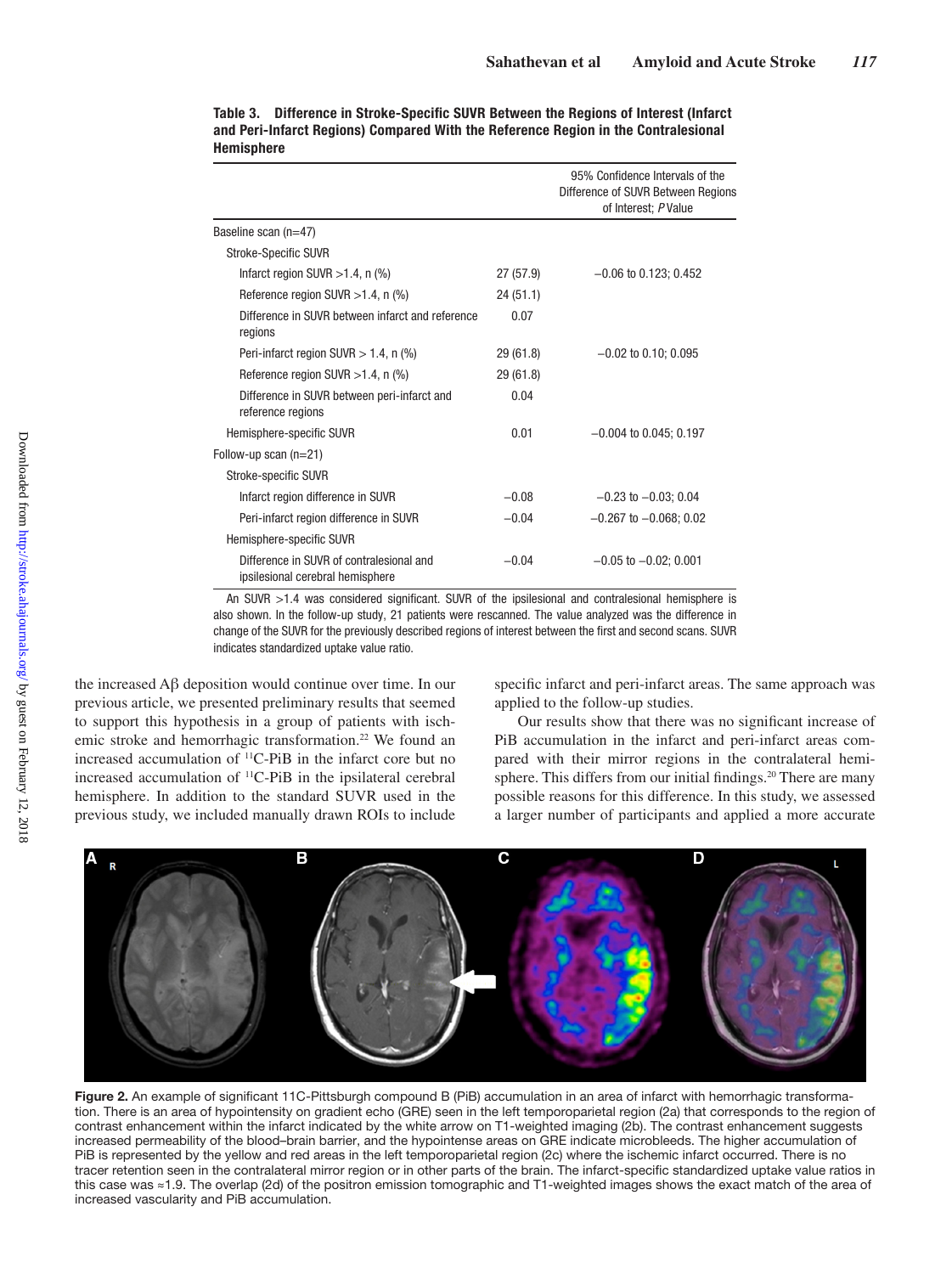**Table 3. Difference in Stroke-Specific SUVR Between the Regions of Interest (Infarct and Peri-Infarct Regions) Compared With the Reference Region in the Contralesional Hemisphere**

| | | 95% Confidence Intervals of the Difference of SUVR Between Regions of Interest; *P* Value |
|---|---|---|
| Baseline scan (n=47) | | |
| Stroke-Specific SUVR | | |
| Infarct region SUVR >1.4, n (%) | 27 (57.9) | −0.06 to 0.123; 0.452 |
| Reference region SUVR >1.4, n (%) | 24 (51.1) | |
| Difference in SUVR between infarct and reference regions | 0.07 | |
| Peri-infarct region SUVR > 1.4, n (%) | 29 (61.8) | −0.02 to 0.10; 0.095 |
| Reference region SUVR >1.4, n (%) | 29 (61.8) | |
| Difference in SUVR between peri-infarct and reference regions | 0.04 | |
| Hemisphere-specific SUVR | 0.01 | −0.004 to 0.045; 0.197 |
| Follow-up scan (n=21) | | |
| Stroke-specific SUVR | | |
| Infarct region difference in SUVR | −0.08 | −0.23 to −0.03; 0.04 |
| Peri-infarct region difference in SUVR | −0.04 | −0.267 to −0.068; 0.02 |
| Hemisphere-specific SUVR | | |
| Difference in SUVR of contralesional and ipsilesional cerebral hemisphere | −0.04 | −0.05 to −0.02; 0.001 |

An SUVR >1.4 was considered significant. SUVR of the ipsilesional and contralesional hemisphere is also shown. In the follow-up study, 21 patients were rescanned. The value analyzed was the difference in change of the SUVR for the previously described regions of interest between the first and second scans. SUVR indicates standardized uptake value ratio.

the increased Aβ deposition would continue over time. In our previous article, we presented preliminary results that seemed to support this hypothesis in a group of patients with ischemic stroke and hemorrhagic transformation.[22] We found an increased accumulation of $^{11}$C-PiB in the infarct core but no increased accumulation of $^{11}$C-PiB in the ipsilateral cerebral hemisphere. In addition to the standard SUVR used in the previous study, we included manually drawn ROIs to include specific infarct and peri-infarct areas. The same approach was applied to the follow-up studies.

Our results show that there was no significant increase of PiB accumulation in the infarct and peri-infarct areas compared with their mirror regions in the contralateral hemisphere. This differs from our initial findings.[20] There are many possible reasons for this difference. In this study, we assessed a larger number of participants and applied a more accurate

**Figure 2.** An example of significant 11C-Pittsburgh compound B (PiB) accumulation in an area of infarct with hemorrhagic transformation. There is an area of hypointensity on gradient echo (GRE) seen in the left temporoparietal region (2a) that corresponds to the region of contrast enhancement within the infarct indicated by the white arrow on T1-weighted imaging (2b). The contrast enhancement suggests increased permeability of the blood–brain barrier, and the hypointense areas on GRE indicate microbleeds. The higher accumulation of PiB is represented by the yellow and red areas in the left temporoparietal region (2c) where the ischemic infarct occurred. There is no tracer retention seen in the contralateral mirror region or in other parts of the brain. The infarct-specific standardized uptake value ratios in this case was ≈1.9. The overlap (2d) of the positron emission tomographic and T1-weighted images shows the exact match of the area of increased vascularity and PiB accumulation.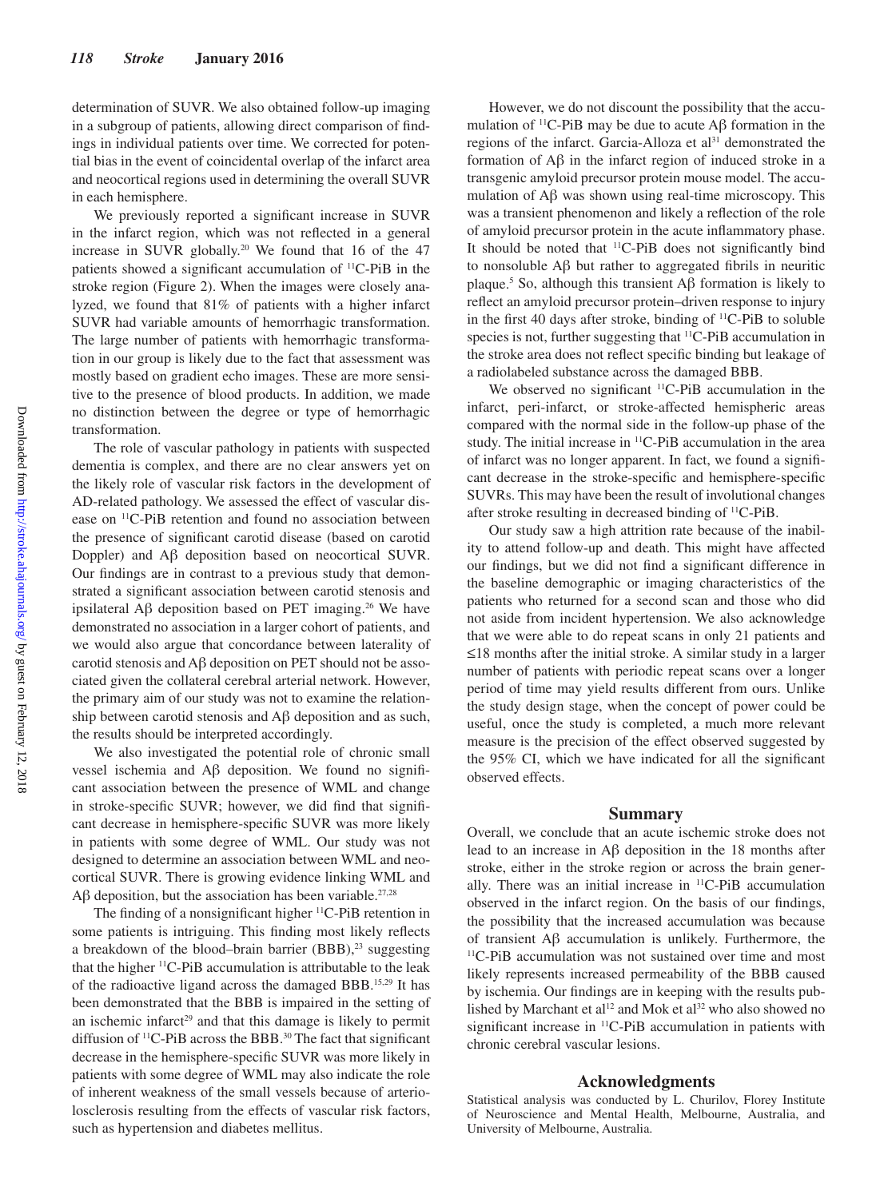determination of SUVR. We also obtained follow-up imaging in a subgroup of patients, allowing direct comparison of findings in individual patients over time. We corrected for potential bias in the event of coincidental overlap of the infarct area and neocortical regions used in determining the overall SUVR in each hemisphere.

We previously reported a significant increase in SUVR in the infarct region, which was not reflected in a general increase in SUVR globally.[20] We found that 16 of the 47 patients showed a significant accumulation of $^{11}$C-PiB in the stroke region (Figure 2). When the images were closely analyzed, we found that 81% of patients with a higher infarct SUVR had variable amounts of hemorrhagic transformation. The large number of patients with hemorrhagic transformation in our group is likely due to the fact that assessment was mostly based on gradient echo images. These are more sensitive to the presence of blood products. In addition, we made no distinction between the degree or type of hemorrhagic transformation.

The role of vascular pathology in patients with suspected dementia is complex, and there are no clear answers yet on the likely role of vascular risk factors in the development of AD-related pathology. We assessed the effect of vascular disease on $^{11}$C-PiB retention and found no association between the presence of significant carotid disease (based on carotid Doppler) and Aβ deposition based on neocortical SUVR. Our findings are in contrast to a previous study that demonstrated a significant association between carotid stenosis and ipsilateral Aβ deposition based on PET imaging.[26] We have demonstrated no association in a larger cohort of patients, and we would also argue that concordance between laterality of carotid stenosis and Aβ deposition on PET should not be associated given the collateral cerebral arterial network. However, the primary aim of our study was not to examine the relationship between carotid stenosis and Aβ deposition and as such, the results should be interpreted accordingly.

We also investigated the potential role of chronic small vessel ischemia and Aβ deposition. We found no significant association between the presence of WML and change in stroke-specific SUVR; however, we did find that significant decrease in hemisphere-specific SUVR was more likely in patients with some degree of WML. Our study was not designed to determine an association between WML and neocortical SUVR. There is growing evidence linking WML and Aβ deposition, but the association has been variable.[27,28]

The finding of a nonsignificant higher $^{11}$C-PiB retention in some patients is intriguing. This finding most likely reflects a breakdown of the blood–brain barrier (BBB),[23] suggesting that the higher $^{11}$C-PiB accumulation is attributable to the leak of the radioactive ligand across the damaged BBB.[15,29] It has been demonstrated that the BBB is impaired in the setting of an ischemic infarct[29] and that this damage is likely to permit diffusion of $^{11}$C-PiB across the BBB.[30] The fact that significant decrease in the hemisphere-specific SUVR was more likely in patients with some degree of WML may also indicate the role of inherent weakness of the small vessels because of arteriolosclerosis resulting from the effects of vascular risk factors, such as hypertension and diabetes mellitus.

However, we do not discount the possibility that the accumulation of $^{11}$C-PiB may be due to acute Aβ formation in the regions of the infarct. Garcia-Alloza et al[31] demonstrated the formation of Aβ in the infarct region of induced stroke in a transgenic amyloid precursor protein mouse model. The accumulation of Aβ was shown using real-time microscopy. This was a transient phenomenon and likely a reflection of the role of amyloid precursor protein in the acute inflammatory phase. It should be noted that $^{11}$C-PiB does not significantly bind to nonsoluble Aβ but rather to aggregated fibrils in neuritic plaque.[5] So, although this transient Aβ formation is likely to reflect an amyloid precursor protein–driven response to injury in the first 40 days after stroke, binding of $^{11}$C-PiB to soluble species is not, further suggesting that $^{11}$C-PiB accumulation in the stroke area does not reflect specific binding but leakage of a radiolabeled substance across the damaged BBB.

We observed no significant $^{11}$C-PiB accumulation in the infarct, peri-infarct, or stroke-affected hemispheric areas compared with the normal side in the follow-up phase of the study. The initial increase in $^{11}$C-PiB accumulation in the area of infarct was no longer apparent. In fact, we found a significant decrease in the stroke-specific and hemisphere-specific SUVRs. This may have been the result of involutional changes after stroke resulting in decreased binding of $^{11}$C-PiB.

Our study saw a high attrition rate because of the inability to attend follow-up and death. This might have affected our findings, but we did not find a significant difference in the baseline demographic or imaging characteristics of the patients who returned for a second scan and those who did not aside from incident hypertension. We also acknowledge that we were able to do repeat scans in only 21 patients and ≤18 months after the initial stroke. A similar study in a larger number of patients with periodic repeat scans over a longer period of time may yield results different from ours. Unlike the study design stage, when the concept of power could be useful, once the study is completed, a much more relevant measure is the precision of the effect observed suggested by the 95% CI, which we have indicated for all the significant observed effects.

## Summary

Overall, we conclude that an acute ischemic stroke does not lead to an increase in Aβ deposition in the 18 months after stroke, either in the stroke region or across the brain generally. There was an initial increase in $^{11}$C-PiB accumulation observed in the infarct region. On the basis of our findings, the possibility that the increased accumulation was because of transient Aβ accumulation is unlikely. Furthermore, the $^{11}$C-PiB accumulation was not sustained over time and most likely represents increased permeability of the BBB caused by ischemia. Our findings are in keeping with the results published by Marchant et al[12] and Mok et al[32] who also showed no significant increase in $^{11}$C-PiB accumulation in patients with chronic cerebral vascular lesions.

## Acknowledgments

Statistical analysis was conducted by L. Churilov, Florey Institute of Neuroscience and Mental Health, Melbourne, Australia, and University of Melbourne, Australia.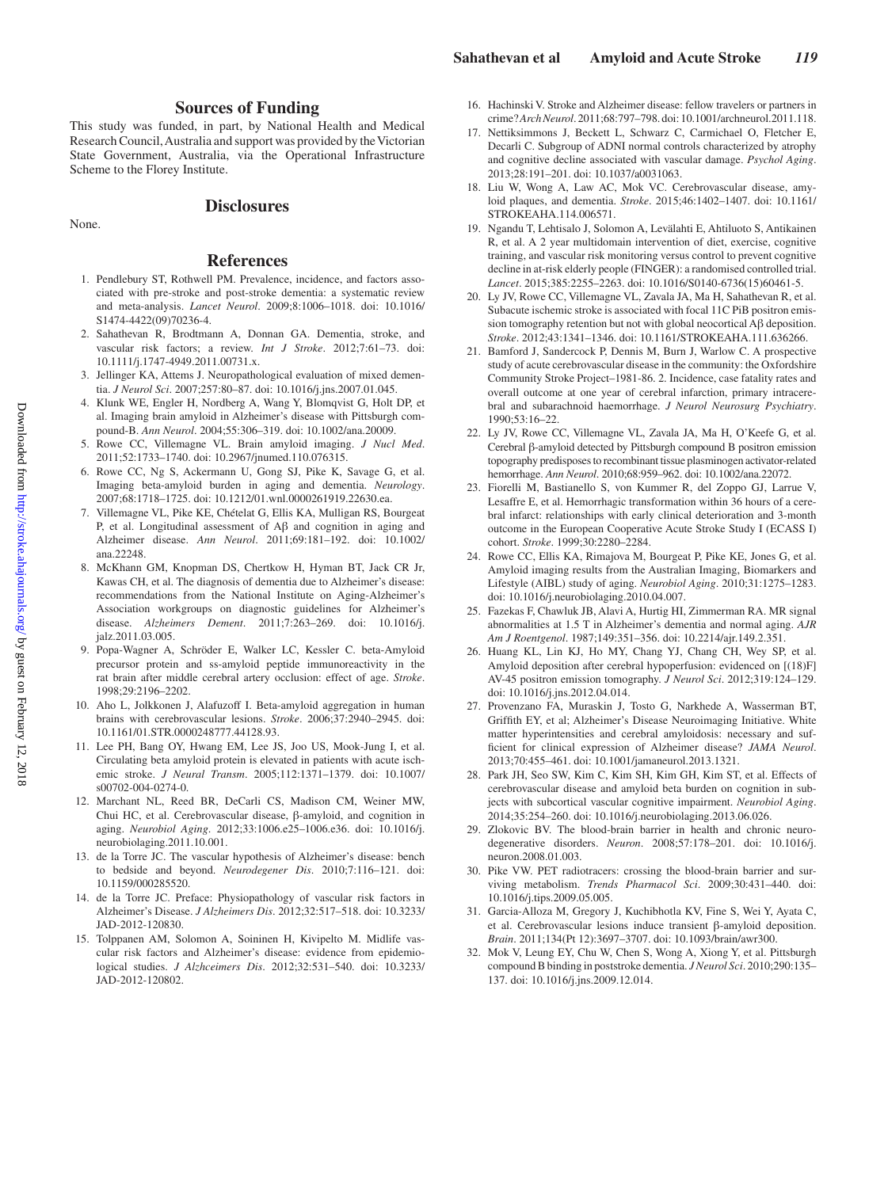## Sources of Funding

This study was funded, in part, by National Health and Medical Research Council, Australia and support was provided by the Victorian State Government, Australia, via the Operational Infrastructure Scheme to the Florey Institute.

## Disclosures

None.

## References

1. Pendlebury ST, Rothwell PM. Prevalence, incidence, and factors associated with pre-stroke and post-stroke dementia: a systematic review and meta-analysis. *Lancet Neurol*. 2009;8:1006–1018. doi: 10.1016/S1474-4422(09)70236-4.
2. Sahathevan R, Brodtmann A, Donnan GA. Dementia, stroke, and vascular risk factors; a review. *Int J Stroke*. 2012;7:61–73. doi: 10.1111/j.1747-4949.2011.00731.x.
3. Jellinger KA, Attems J. Neuropathological evaluation of mixed dementia. *J Neurol Sci*. 2007;257:80–87. doi: 10.1016/j.jns.2007.01.045.
4. Klunk WE, Engler H, Nordberg A, Wang Y, Blomqvist G, Holt DP, et al. Imaging brain amyloid in Alzheimer's disease with Pittsburgh compound-B. *Ann Neurol*. 2004;55:306–319. doi: 10.1002/ana.20009.
5. Rowe CC, Villemagne VL. Brain amyloid imaging. *J Nucl Med*. 2011;52:1733–1740. doi: 10.2967/jnumed.110.076315.
6. Rowe CC, Ng S, Ackermann U, Gong SJ, Pike K, Savage G, et al. Imaging beta-amyloid burden in aging and dementia. *Neurology*. 2007;68:1718–1725. doi: 10.1212/01.wnl.0000261919.22630.ea.
7. Villemagne VL, Pike KE, Chételat G, Ellis KA, Mulligan RS, Bourgeat P, et al. Longitudinal assessment of Aβ and cognition in aging and Alzheimer disease. *Ann Neurol*. 2011;69:181–192. doi: 10.1002/ana.22248.
8. McKhann GM, Knopman DS, Chertkow H, Hyman BT, Jack CR Jr, Kawas CH, et al. The diagnosis of dementia due to Alzheimer's disease: recommendations from the National Institute on Aging-Alzheimer's Association workgroups on diagnostic guidelines for Alzheimer's disease. *Alzheimers Dement*. 2011;7:263–269. doi: 10.1016/j.jalz.2011.03.005.
9. Popa-Wagner A, Schröder E, Walker LC, Kessler C. beta-Amyloid precursor protein and ss-amyloid peptide immunoreactivity in the rat brain after middle cerebral artery occlusion: effect of age. *Stroke*. 1998;29:2196–2202.
10. Aho L, Jolkkonen J, Alafuzoff I. Beta-amyloid aggregation in human brains with cerebrovascular lesions. *Stroke*. 2006;37:2940–2945. doi: 10.1161/01.STR.0000248777.44128.93.
11. Lee PH, Bang OY, Hwang EM, Lee JS, Joo US, Mook-Jung I, et al. Circulating beta amyloid protein is elevated in patients with acute ischemic stroke. *J Neural Transm*. 2005;112:1371–1379. doi: 10.1007/s00702-004-0274-0.
12. Marchant NL, Reed BR, DeCarli CS, Madison CM, Weiner MW, Chui HC, et al. Cerebrovascular disease, β-amyloid, and cognition in aging. *Neurobiol Aging*. 2012;33:1006.e25–1006.e36. doi: 10.1016/j.neurobiolaging.2011.10.001.
13. de la Torre JC. The vascular hypothesis of Alzheimer's disease: bench to bedside and beyond. *Neurodegener Dis*. 2010;7:116–121. doi: 10.1159/000285520.
14. de la Torre JC. Preface: Physiopathology of vascular risk factors in Alzheimer's Disease. *J Alzheimers Dis*. 2012;32:517–518. doi: 10.3233/JAD-2012-120830.
15. Tolppanen AM, Solomon A, Soininen H, Kivipelto M. Midlife vascular risk factors and Alzheimer's disease: evidence from epidemiological studies. *J Alzhceimers Dis*. 2012;32:531–540. doi: 10.3233/JAD-2012-120802.
16. Hachinski V. Stroke and Alzheimer disease: fellow travelers or partners in crime? *Arch Neurol*. 2011;68:797–798. doi: 10.1001/archneurol.2011.118.
17. Nettiksimmons J, Beckett L, Schwarz C, Carmichael O, Fletcher E, Decarli C. Subgroup of ADNI normal controls characterized by atrophy and cognitive decline associated with vascular damage. *Psychol Aging*. 2013;28:191–201. doi: 10.1037/a0031063.
18. Liu W, Wong A, Law AC, Mok VC. Cerebrovascular disease, amyloid plaques, and dementia. *Stroke*. 2015;46:1402–1407. doi: 10.1161/STROKEAHA.114.006571.
19. Ngandu T, Lehtisalo J, Solomon A, Levälahti E, Ahtiluoto S, Antikainen R, et al. A 2 year multidomain intervention of diet, exercise, cognitive training, and vascular risk monitoring versus control to prevent cognitive decline in at-risk elderly people (FINGER): a randomised controlled trial. *Lancet*. 2015;385:2255–2263. doi: 10.1016/S0140-6736(15)60461-5.
20. Ly JV, Rowe CC, Villemagne VL, Zavala JA, Ma H, Sahathevan R, et al. Subacute ischemic stroke is associated with focal 11C PiB positron emission tomography retention but not with global neocortical Aβ deposition. *Stroke*. 2012;43:1341–1346. doi: 10.1161/STROKEAHA.111.636266.
21. Bamford J, Sandercock P, Dennis M, Burn J, Warlow C. A prospective study of acute cerebrovascular disease in the community: the Oxfordshire Community Stroke Project–1981-86. 2. Incidence, case fatality rates and overall outcome at one year of cerebral infarction, primary intracerebral and subarachnoid haemorrhage. *J Neurol Neurosurg Psychiatry*. 1990;53:16–22.
22. Ly JV, Rowe CC, Villemagne VL, Zavala JA, Ma H, O'Keefe G, et al. Cerebral β-amyloid detected by Pittsburgh compound B positron emission topography predisposes to recombinant tissue plasminogen activator-related hemorrhage. *Ann Neurol*. 2010;68:959–962. doi: 10.1002/ana.22072.
23. Fiorelli M, Bastianello S, von Kummer R, del Zoppo GJ, Larrue V, Lesaffre E, et al. Hemorrhagic transformation within 36 hours of a cerebral infarct: relationships with early clinical deterioration and 3-month outcome in the European Cooperative Acute Stroke Study I (ECASS I) cohort. *Stroke*. 1999;30:2280–2284.
24. Rowe CC, Ellis KA, Rimajova M, Bourgeat P, Pike KE, Jones G, et al. Amyloid imaging results from the Australian Imaging, Biomarkers and Lifestyle (AIBL) study of aging. *Neurobiol Aging*. 2010;31:1275–1283. doi: 10.1016/j.neurobiolaging.2010.04.007.
25. Fazekas F, Chawluk JB, Alavi A, Hurtig HI, Zimmerman RA. MR signal abnormalities at 1.5 T in Alzheimer's dementia and normal aging. *AJR Am J Roentgenol*. 1987;149:351–356. doi: 10.2214/ajr.149.2.351.
26. Huang KL, Lin KJ, Ho MY, Chang YJ, Chang CH, Wey SP, et al. Amyloid deposition after cerebral hypoperfusion: evidenced on [(18)F] AV-45 positron emission tomography. *J Neurol Sci*. 2012;319:124–129. doi: 10.1016/j.jns.2012.04.014.
27. Provenzano FA, Muraskin J, Tosto G, Narkhede A, Wasserman BT, Griffith EY, et al; Alzheimer's Disease Neuroimaging Initiative. White matter hyperintensities and cerebral amyloidosis: necessary and sufficient for clinical expression of Alzheimer disease? *JAMA Neurol*. 2013;70:455–461. doi: 10.1001/jamaneurol.2013.1321.
28. Park JH, Seo SW, Kim C, Kim SH, Kim GH, Kim ST, et al. Effects of cerebrovascular disease and amyloid beta burden on cognition in subjects with subcortical vascular cognitive impairment. *Neurobiol Aging*. 2014;35:254–260. doi: 10.1016/j.neurobiolaging.2013.06.026.
29. Zlokovic BV. The blood-brain barrier in health and chronic neurodegenerative disorders. *Neuron*. 2008;57:178–201. doi: 10.1016/j.neuron.2008.01.003.
30. Pike VW. PET radiotracers: crossing the blood-brain barrier and surviving metabolism. *Trends Pharmacol Sci*. 2009;30:431–440. doi: 10.1016/j.tips.2009.05.005.
31. Garcia-Alloza M, Gregory J, Kuchibhotla KV, Fine S, Wei Y, Ayata C, et al. Cerebrovascular lesions induce transient β-amyloid deposition. *Brain*. 2011;134(Pt 12):3697–3707. doi: 10.1093/brain/awr300.
32. Mok V, Leung EY, Chu W, Chen S, Wong A, Xiong Y, et al. Pittsburgh compound B binding in poststroke dementia. *J Neurol Sci*. 2010;290:135–137. doi: 10.1016/j.jns.2009.12.014.